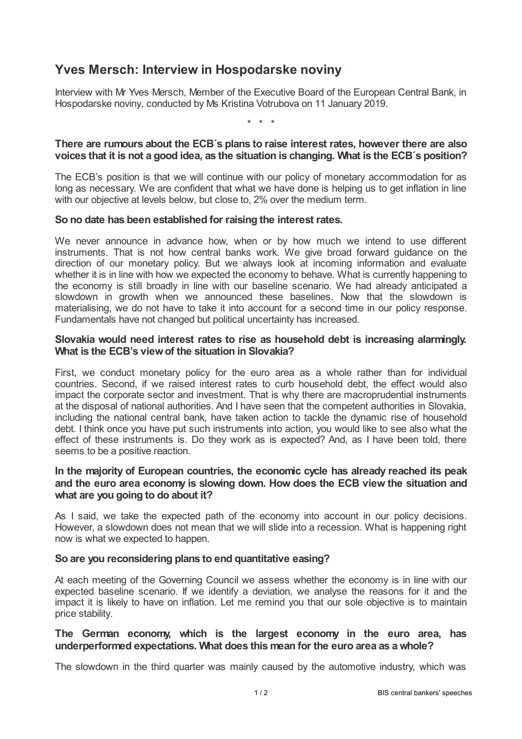# Yves Mersch: Interview in Hospodarske noviny

Interview with Mr Yves Mersch, Member of the Executive Board of the European Central Bank, in Hospodarske noviny, conducted by Ms Kristina Votrubova on 11 January 2019.

\* \* \*

**There are rumours about the ECB´s plans to raise interest rates, however there are also voices that it is not a good idea, as the situation is changing. What is the ECB´s position?**

The ECB's position is that we will continue with our policy of monetary accommodation for as long as necessary. We are confident that what we have done is helping us to get inflation in line with our objective at levels below, but close to, 2% over the medium term.

**So no date has been established for raising the interest rates.**

We never announce in advance how, when or by how much we intend to use different instruments. That is not how central banks work. We give broad forward guidance on the direction of our monetary policy. But we always look at incoming information and evaluate whether it is in line with how we expected the economy to behave. What is currently happening to the economy is still broadly in line with our baseline scenario. We had already anticipated a slowdown in growth when we announced these baselines. Now that the slowdown is materialising, we do not have to take it into account for a second time in our policy response. Fundamentals have not changed but political uncertainty has increased.

**Slovakia would need interest rates to rise as household debt is increasing alarmingly. What is the ECB's view of the situation in Slovakia?**

First, we conduct monetary policy for the euro area as a whole rather than for individual countries. Second, if we raised interest rates to curb household debt, the effect would also impact the corporate sector and investment. That is why there are macroprudential instruments at the disposal of national authorities. And I have seen that the competent authorities in Slovakia, including the national central bank, have taken action to tackle the dynamic rise of household debt. I think once you have put such instruments into action, you would like to see also what the effect of these instruments is. Do they work as is expected? And, as I have been told, there seems to be a positive reaction.

**In the majority of European countries, the economic cycle has already reached its peak and the euro area economy is slowing down. How does the ECB view the situation and what are you going to do about it?**

As I said, we take the expected path of the economy into account in our policy decisions. However, a slowdown does not mean that we will slide into a recession. What is happening right now is what we expected to happen.

**So are you reconsidering plans to end quantitative easing?**

At each meeting of the Governing Council we assess whether the economy is in line with our expected baseline scenario. If we identify a deviation, we analyse the reasons for it and the impact it is likely to have on inflation. Let me remind you that our sole objective is to maintain price stability.

**The German economy, which is the largest economy in the euro area, has underperformed expectations. What does this mean for the euro area as a whole?**

The slowdown in the third quarter was mainly caused by the automotive industry, which was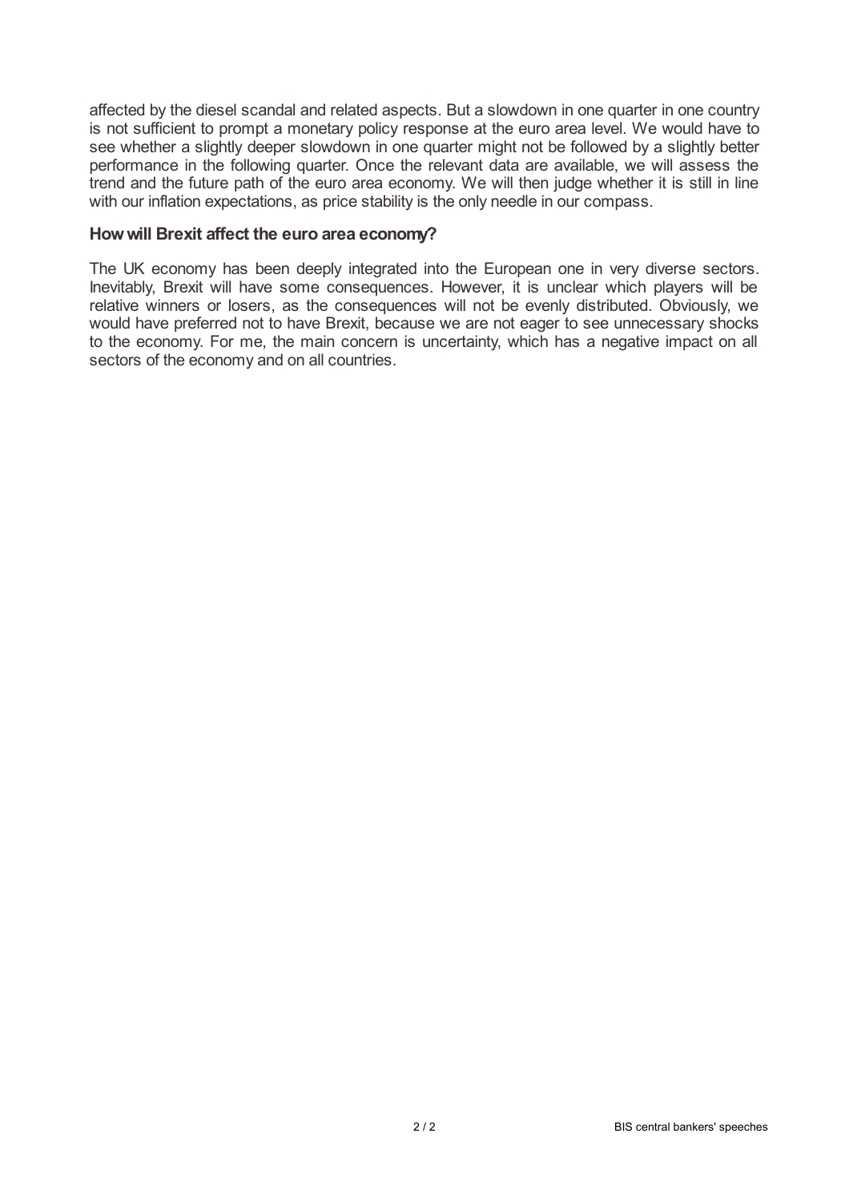affected by the diesel scandal and related aspects. But a slowdown in one quarter in one country is not sufficient to prompt a monetary policy response at the euro area level. We would have to see whether a slightly deeper slowdown in one quarter might not be followed by a slightly better performance in the following quarter. Once the relevant data are available, we will assess the trend and the future path of the euro area economy. We will then judge whether it is still in line with our inflation expectations, as price stability is the only needle in our compass.

### How will Brexit affect the euro area economy?

The UK economy has been deeply integrated into the European one in very diverse sectors. Inevitably, Brexit will have some consequences. However, it is unclear which players will be relative winners or losers, as the consequences will not be evenly distributed. Obviously, we would have preferred not to have Brexit, because we are not eager to see unnecessary shocks to the economy. For me, the main concern is uncertainty, which has a negative impact on all sectors of the economy and on all countries.